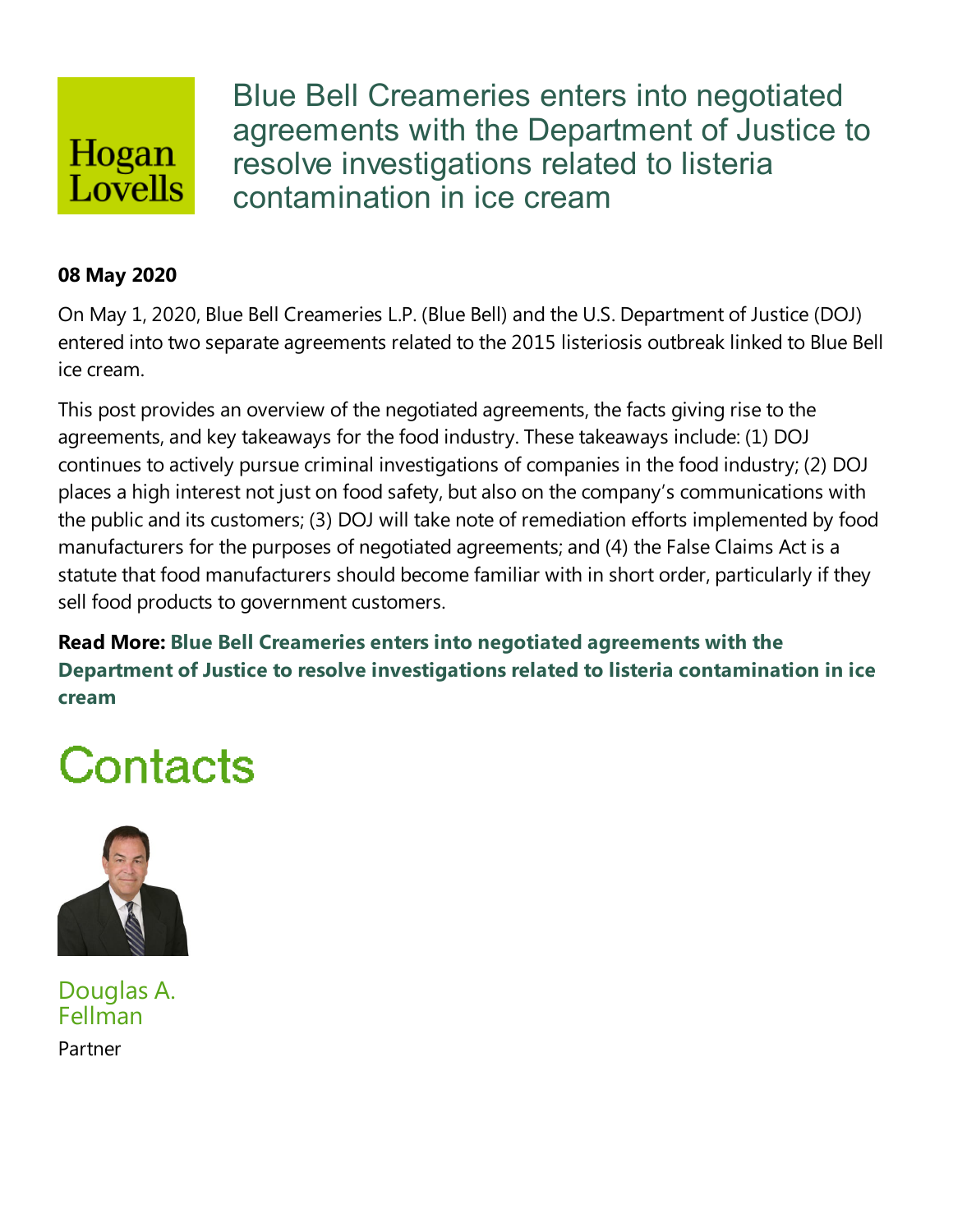Hogan Lovells

# Blue Bell Creameries enters into negotiated agreements with the Department of Justice to resolve investigations related to listeria contamination in ice cream

**08 May 2020**

On May 1, 2020, Blue Bell Creameries L.P. (Blue Bell) and the U.S. Department of Justice (DOJ) entered into two separate agreements related to the 2015 listeriosis outbreak linked to Blue Bell ice cream.

This post provides an overview of the negotiated agreements, the facts giving rise to the agreements, and key takeaways for the food industry. These takeaways include: (1) DOJ continues to actively pursue criminal investigations of companies in the food industry; (2) DOJ places a high interest not just on food safety, but also on the company's communications with the public and its customers; (3) DOJ will take note of remediation efforts implemented by food manufacturers for the purposes of negotiated agreements; and (4) the False Claims Act is a statute that food manufacturers should become familiar with in short order, particularly if they sell food products to government customers.

**Read More: Blue Bell Creameries enters into negotiated agreements with the Department of Justice to resolve investigations related to listeria contamination in ice cream**

# Contacts

Douglas A. Fellman

Partner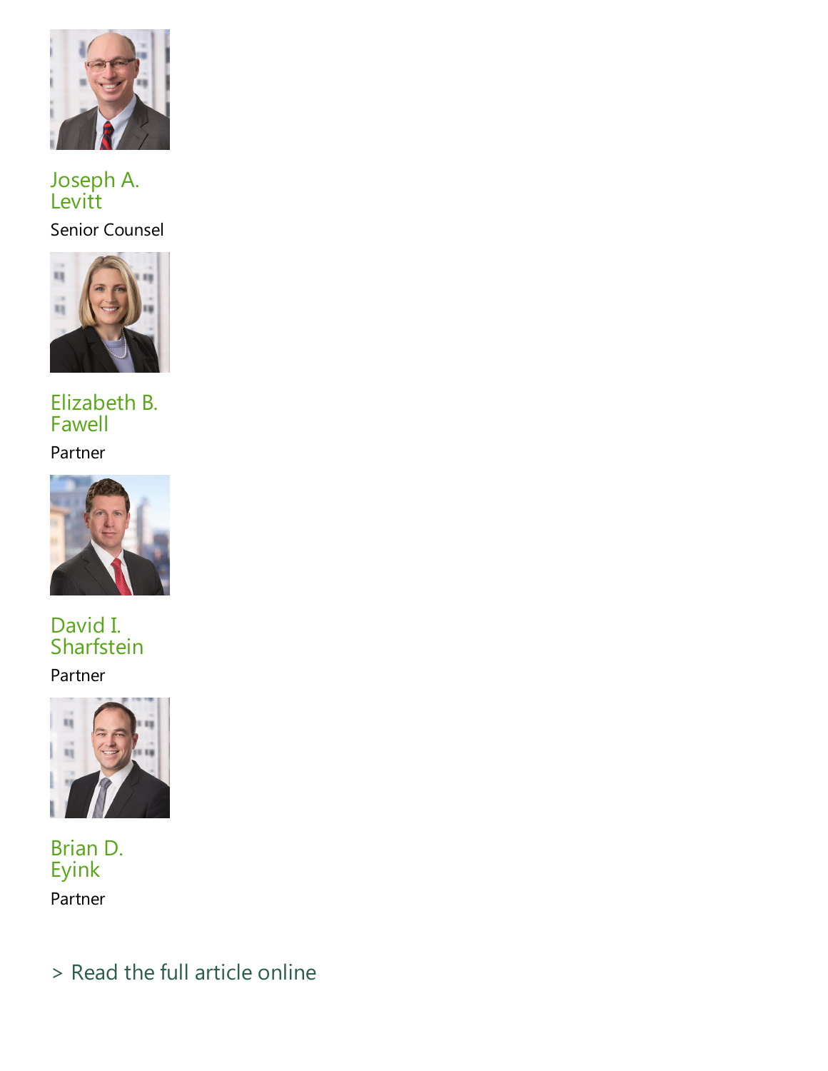Joseph A. Levitt

Senior Counsel

Elizabeth B. Fawell

Partner

David I. Sharfstein

Partner

Brian D. Eyink

Partner

> Read the full article online